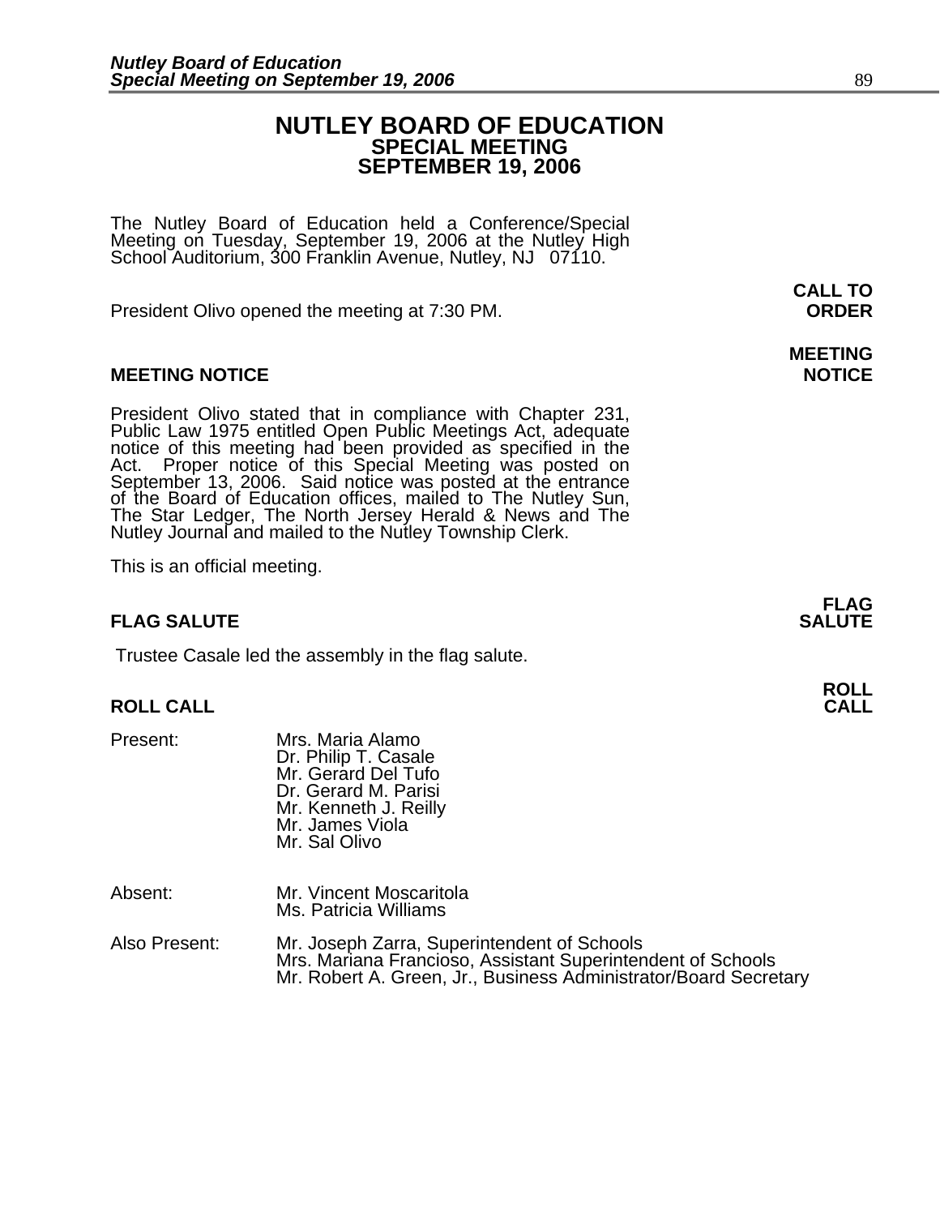# NUTLEY BOARD OF EDUCATION
## SPECIAL MEETING
## SEPTEMBER 19, 2006

The Nutley Board of Education held a Conference/Special Meeting on Tuesday, September 19, 2006 at the Nutley High School Auditorium, 300 Franklin Avenue, Nutley, NJ 07110.

**CALL TO ORDER**

President Olivo opened the meeting at 7:30 PM.

**MEETING NOTICE**

### MEETING NOTICE

President Olivo stated that in compliance with Chapter 231, Public Law 1975 entitled Open Public Meetings Act, adequate notice of this meeting had been provided as specified in the Act. Proper notice of this Special Meeting was posted on September 13, 2006. Said notice was posted at the entrance of the Board of Education offices, mailed to The Nutley Sun, The Star Ledger, The North Jersey Herald & News and The Nutley Journal and mailed to the Nutley Township Clerk.

This is an official meeting.

**FLAG SALUTE**

### FLAG SALUTE

Trustee Casale led the assembly in the flag salute.

**ROLL CALL**

### ROLL CALL

Present:
- Mrs. Maria Alamo
- Dr. Philip T. Casale
- Mr. Gerard Del Tufo
- Dr. Gerard M. Parisi
- Mr. Kenneth J. Reilly
- Mr. James Viola
- Mr. Sal Olivo

Absent:
- Mr. Vincent Moscaritola
- Ms. Patricia Williams

Also Present:
- Mr. Joseph Zarra, Superintendent of Schools
- Mrs. Mariana Francioso, Assistant Superintendent of Schools
- Mr. Robert A. Green, Jr., Business Administrator/Board Secretary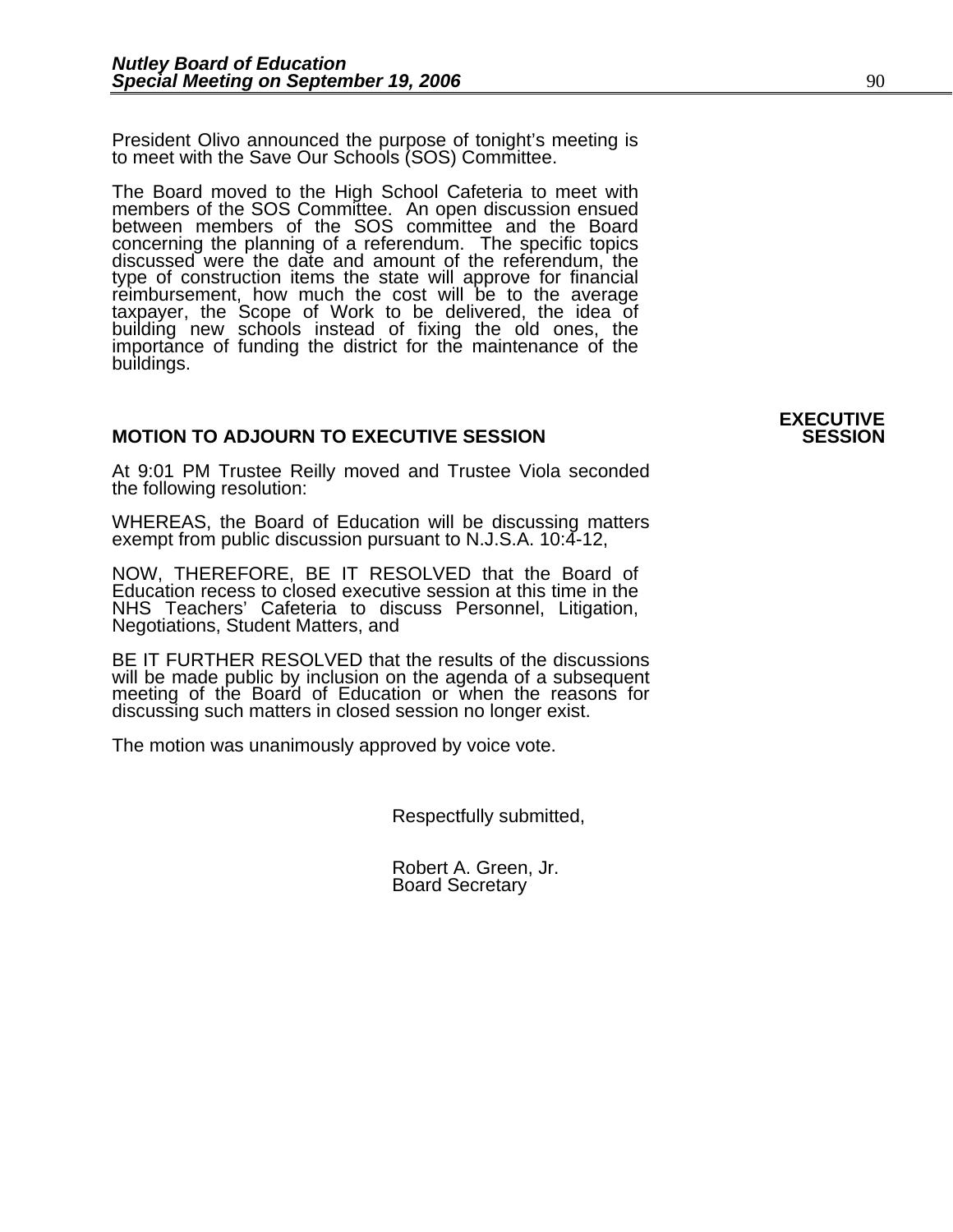President Olivo announced the purpose of tonight's meeting is to meet with the Save Our Schools (SOS) Committee.

The Board moved to the High School Cafeteria to meet with members of the SOS Committee. An open discussion ensued between members of the SOS committee and the Board concerning the planning of a referendum. The specific topics discussed were the date and amount of the referendum, the type of construction items the state will approve for financial reimbursement, how much the cost will be to the average taxpayer, the Scope of Work to be delivered, the idea of building new schools instead of fixing the old ones, the importance of funding the district for the maintenance of the buildings.

**EXECUTIVE SESSION**

**MOTION TO ADJOURN TO EXECUTIVE SESSION**

At 9:01 PM Trustee Reilly moved and Trustee Viola seconded the following resolution:

WHEREAS, the Board of Education will be discussing matters exempt from public discussion pursuant to N.J.S.A. 10:4-12,

NOW, THEREFORE, BE IT RESOLVED that the Board of Education recess to closed executive session at this time in the NHS Teachers' Cafeteria to discuss Personnel, Litigation, Negotiations, Student Matters, and

BE IT FURTHER RESOLVED that the results of the discussions will be made public by inclusion on the agenda of a subsequent meeting of the Board of Education or when the reasons for discussing such matters in closed session no longer exist.

The motion was unanimously approved by voice vote.

Respectfully submitted,

Robert A. Green, Jr.
Board Secretary